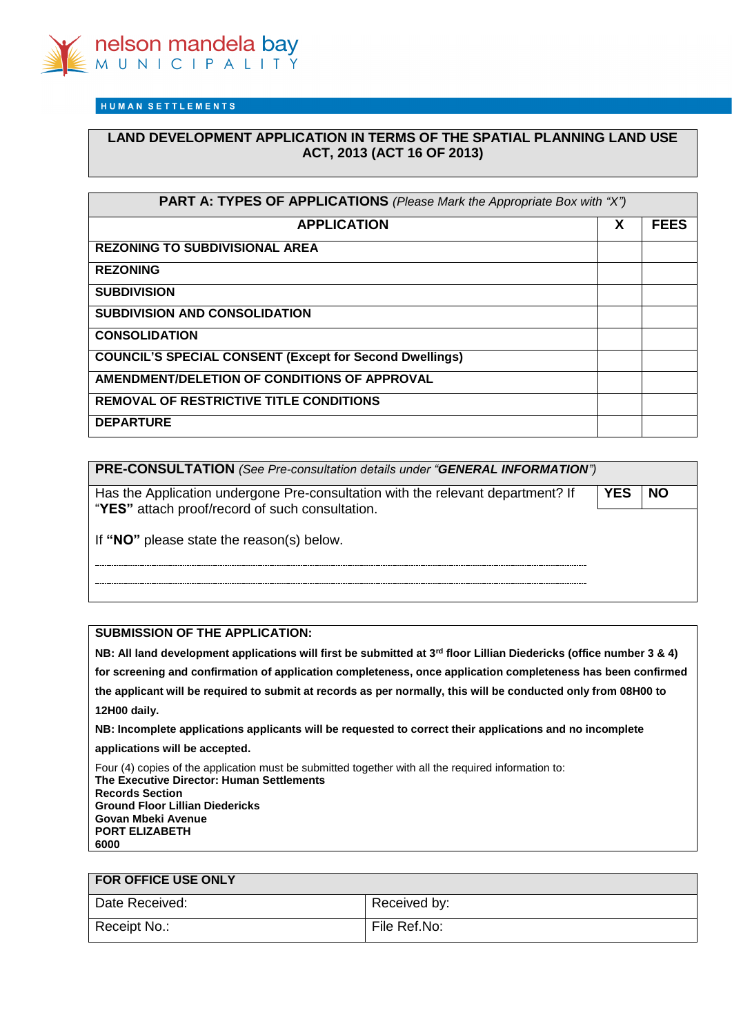nelson mandela bay
MUNICIPALITY

HUMAN SETTLEMENTS

# LAND DEVELOPMENT APPLICATION IN TERMS OF THE SPATIAL PLANNING LAND USE ACT, 2013 (ACT 16 OF 2013)

| PART A: TYPES OF APPLICATIONS *(Please Mark the Appropriate Box with "X")* | | |
|---|---|---|
| **APPLICATION** | **X** | **FEES** |
| **REZONING TO SUBDIVISIONAL AREA** | | |
| **REZONING** | | |
| **SUBDIVISION** | | |
| **SUBDIVISION AND CONSOLIDATION** | | |
| **CONSOLIDATION** | | |
| **COUNCIL'S SPECIAL CONSENT (Except for Second Dwellings)** | | |
| **AMENDMENT/DELETION OF CONDITIONS OF APPROVAL** | | |
| **REMOVAL OF RESTRICTIVE TITLE CONDITIONS** | | |
| **DEPARTURE** | | |

**PRE-CONSULTATION** *(See Pre-consultation details under "**GENERAL INFORMATION**")*

| Has the Application undergone Pre-consultation with the relevant department? If "**YES**" attach proof/record of such consultation. | **YES** | **NO** |
|---|---|---|

If **"NO"** please state the reason(s) below.

..............................................................................................................................................

..............................................................................................................................................

**SUBMISSION OF THE APPLICATION:**

**NB: All land development applications will first be submitted at 3[rd] floor Lillian Diedericks (office number 3 & 4) for screening and confirmation of application completeness, once application completeness has been confirmed the applicant will be required to submit at records as per normally, this will be conducted only from 08H00 to 12H00 daily.**

**NB: Incomplete applications applicants will be requested to correct their applications and no incomplete applications will be accepted.**

Four (4) copies of the application must be submitted together with all the required information to:
**The Executive Director: Human Settlements**
**Records Section**
**Ground Floor Lillian Diedericks**
**Govan Mbeki Avenue**
**PORT ELIZABETH**
**6000**

| FOR OFFICE USE ONLY | |
|---|---|
| Date Received: | Received by: |
| Receipt No.: | File Ref.No: |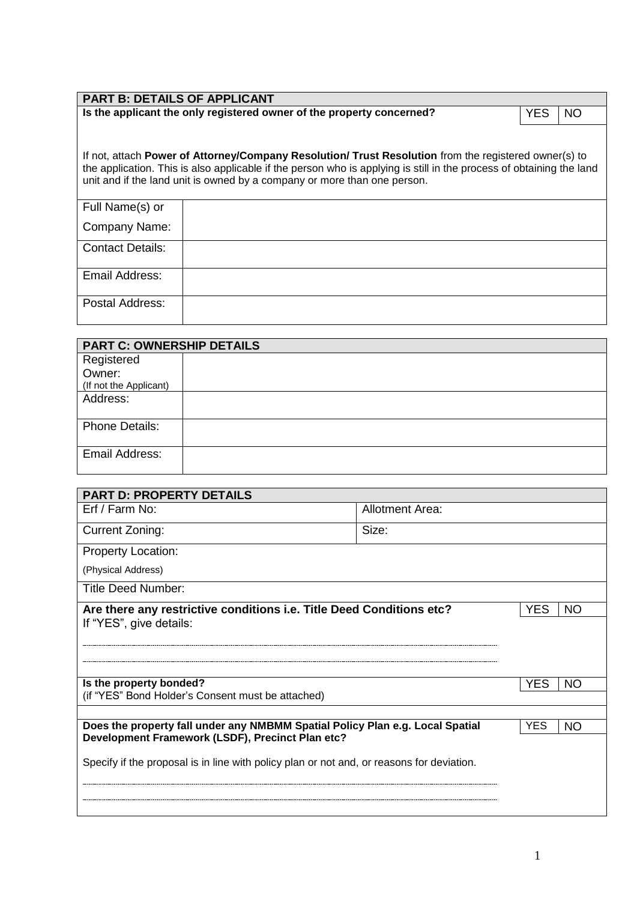## PART B: DETAILS OF APPLICANT

| **Is the applicant the only registered owner of the property concerned?** | YES | NO |
|---|---|---|

If not, attach **Power of Attorney/Company Resolution/ Trust Resolution** from the registered owner(s) to the application. This is also applicable if the person who is applying is still in the process of obtaining the land unit and if the land unit is owned by a company or more than one person.

| | |
|---|---|
| Full Name(s) or Company Name: | |
| Contact Details: | |
| Email Address: | |
| Postal Address: | |

## PART C: OWNERSHIP DETAILS

| | |
|---|---|
| Registered Owner: (If not the Applicant) | |
| Address: | |
| Phone Details: | |
| Email Address: | |

## PART D: PROPERTY DETAILS

| | |
|---|---|
| Erf / Farm No: | Allotment Area: |
| Current Zoning: | Size: |

Property Location:

(Physical Address)

Title Deed Number:

| **Are there any restrictive conditions i.e. Title Deed Conditions etc?** | YES | NO |
|---|---|---|

If "YES", give details:

............................................................................................................................................................

............................................................................................................................................................

| **Is the property bonded?** | YES | NO |
|---|---|---|

(if "YES" Bond Holder's Consent must be attached)

| **Does the property fall under any NMBMM Spatial Policy Plan e.g. Local Spatial Development Framework (LSDF), Precinct Plan etc?** | YES | NO |
|---|---|---|

Specify if the proposal is in line with policy plan or not and, or reasons for deviation.

............................................................................................................................................................

............................................................................................................................................................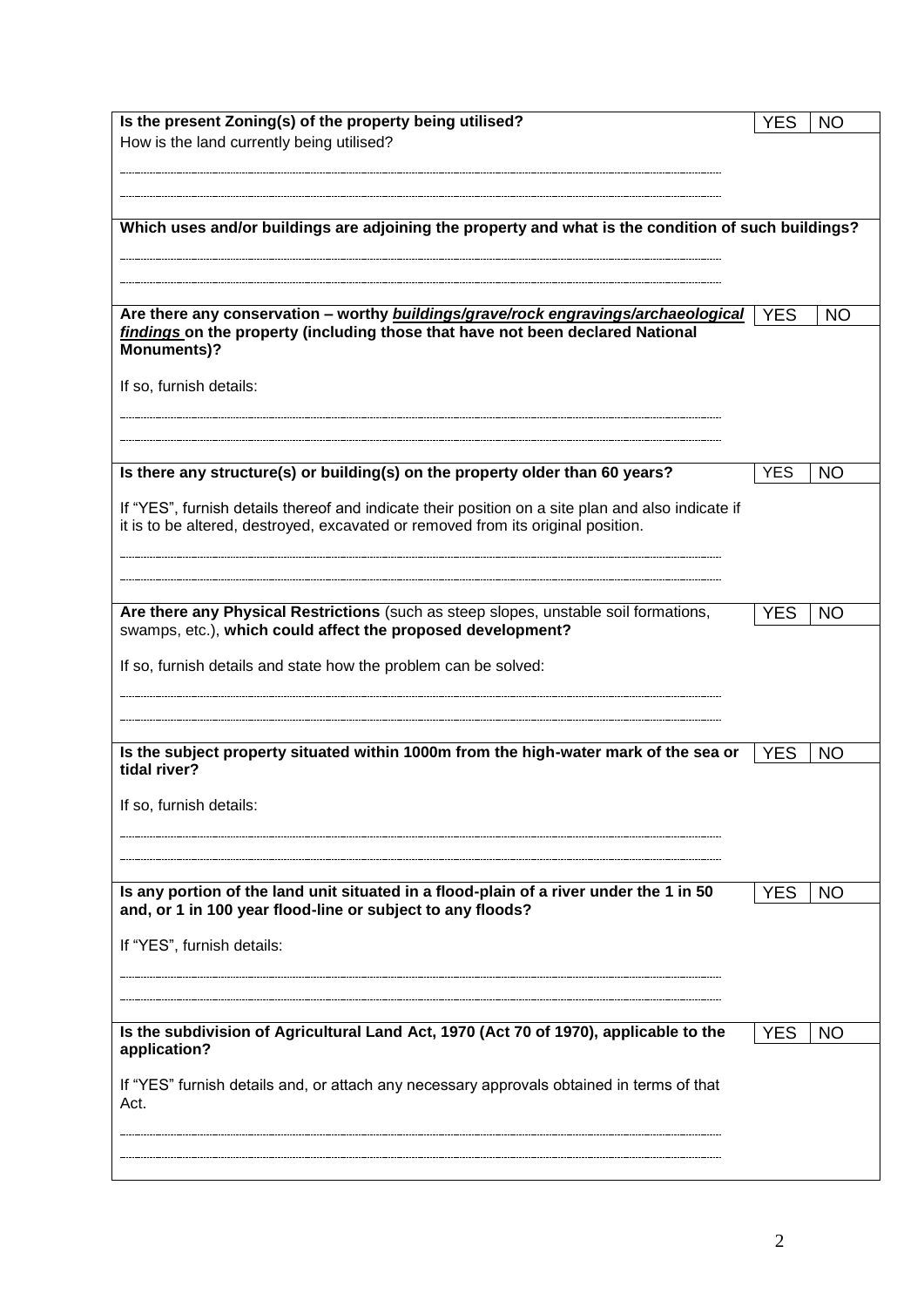| | | |
|---|---|---|
| **Is the present Zoning(s) of the property being utilised?** | YES | NO |
| How is the land currently being utilised?<br><br>.......................................................................................................................................<br>....................................................................................................................................... | | |
| **Which uses and/or buildings are adjoining the property and what is the condition of such buildings?**<br><br>.......................................................................................................................................<br>....................................................................................................................................... | | |
| **Are there any conservation – worthy *buildings/grave/rock engravings/archaeological findings* on the property (including those that have not been declared National Monuments)?** | YES | NO |
| If so, furnish details:<br><br>.......................................................................................................................................<br>....................................................................................................................................... | | |
| **Is there any structure(s) or building(s) on the property older than 60 years?** | YES | NO |
| If "YES", furnish details thereof and indicate their position on a site plan and also indicate if it is to be altered, destroyed, excavated or removed from its original position.<br><br>.......................................................................................................................................<br>....................................................................................................................................... | | |
| **Are there any Physical Restrictions** (such as steep slopes, unstable soil formations, swamps, etc.), **which could affect the proposed development?** | YES | NO |
| If so, furnish details and state how the problem can be solved:<br><br>.......................................................................................................................................<br>....................................................................................................................................... | | |
| **Is the subject property situated within 1000m from the high-water mark of the sea or tidal river?** | YES | NO |
| If so, furnish details:<br><br>.......................................................................................................................................<br>....................................................................................................................................... | | |
| **Is any portion of the land unit situated in a flood-plain of a river under the 1 in 50 and, or 1 in 100 year flood-line or subject to any floods?** | YES | NO |
| If "YES", furnish details:<br><br>.......................................................................................................................................<br>....................................................................................................................................... | | |
| **Is the subdivision of Agricultural Land Act, 1970 (Act 70 of 1970), applicable to the application?** | YES | NO |
| If "YES" furnish details and, or attach any necessary approvals obtained in terms of that Act.<br><br>.......................................................................................................................................<br>....................................................................................................................................... | | |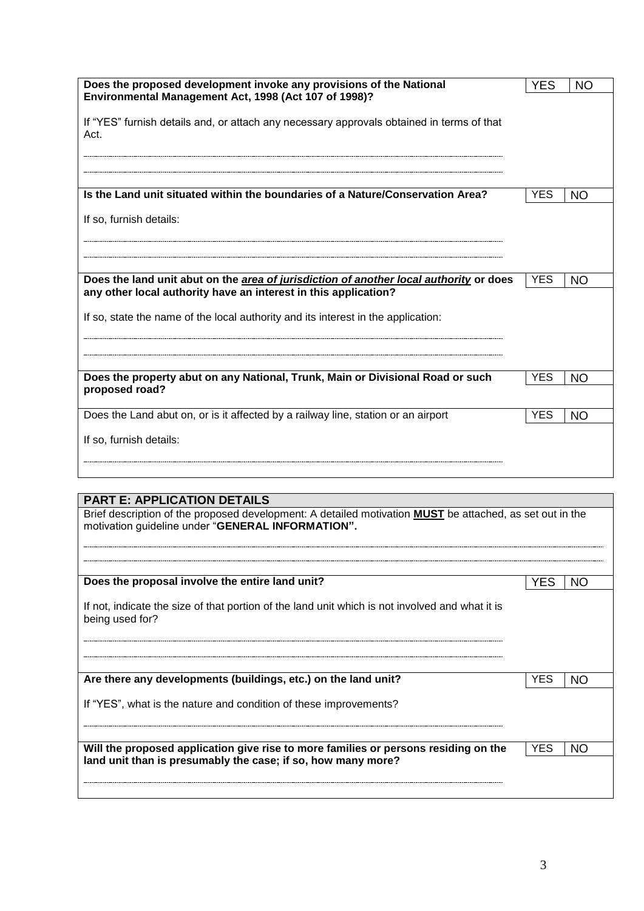| **Does the proposed development invoke any provisions of the National Environmental Management Act, 1998 (Act 107 of 1998)?** | YES | NO |
|---|---|---|
| If "YES" furnish details and, or attach any necessary approvals obtained in terms of that Act.<br>............................................................<br>............................................................ | | |
| **Is the Land unit situated within the boundaries of a Nature/Conservation Area?** | YES | NO |
| If so, furnish details:<br>............................................................<br>............................................................ | | |
| **Does the land unit abut on the *area of jurisdiction of another local authority* or does any other local authority have an interest in this application?** | YES | NO |
| If so, state the name of the local authority and its interest in the application:<br>............................................................<br>............................................................ | | |
| **Does the property abut on any National, Trunk, Main or Divisional Road or such proposed road?** | YES | NO |
| Does the Land abut on, or is it affected by a railway line, station or an airport | YES | NO |
| If so, furnish details:<br>............................................................ | | |

| **PART E: APPLICATION DETAILS** | | |
|---|---|---|
| Brief description of the proposed development: A detailed motivation **MUST** be attached, as set out in the motivation guideline under "**GENERAL INFORMATION".**<br>............................................................<br>............................................................ | | |
| **Does the proposal involve the entire land unit?** | YES | NO |
| If not, indicate the size of that portion of the land unit which is not involved and what it is being used for?<br>............................................................<br>............................................................ | | |
| **Are there any developments (buildings, etc.) on the land unit?** | YES | NO |
| If "YES", what is the nature and condition of these improvements?<br>............................................................ | | |
| **Will the proposed application give rise to more families or persons residing on the land unit than is presumably the case; if so, how many more?**<br>............................................................ | YES | NO |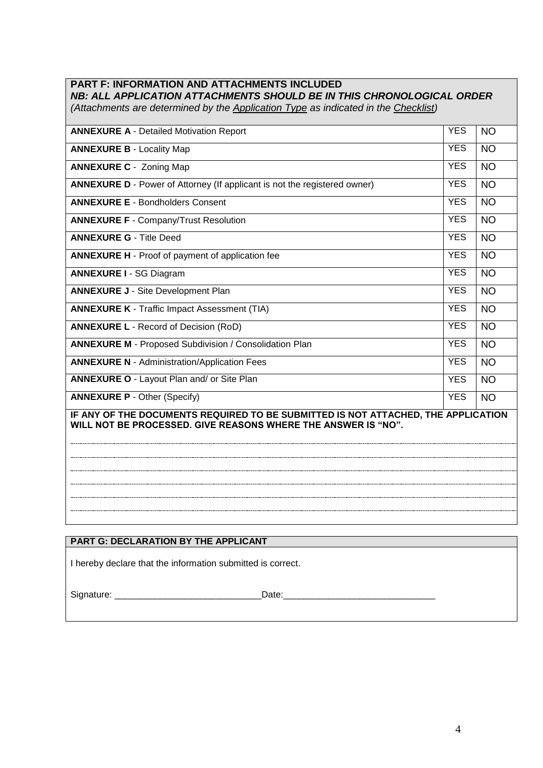## PART F: INFORMATION AND ATTACHMENTS INCLUDED

***NB: ALL APPLICATION ATTACHMENTS SHOULD BE IN THIS CHRONOLOGICAL ORDER***

*(Attachments are determined by the Application Type as indicated in the Checklist)*

| Annexure | | |
|---|---|---|
| **ANNEXURE A** - Detailed Motivation Report | YES | NO |
| **ANNEXURE B** - Locality Map | YES | NO |
| **ANNEXURE C** - Zoning Map | YES | NO |
| **ANNEXURE D** - Power of Attorney (If applicant is not the registered owner) | YES | NO |
| **ANNEXURE E** - Bondholders Consent | YES | NO |
| **ANNEXURE F** - Company/Trust Resolution | YES | NO |
| **ANNEXURE G** - Title Deed | YES | NO |
| **ANNEXURE H** - Proof of payment of application fee | YES | NO |
| **ANNEXURE I** - SG Diagram | YES | NO |
| **ANNEXURE J** - Site Development Plan | YES | NO |
| **ANNEXURE K** - Traffic Impact Assessment (TIA) | YES | NO |
| **ANNEXURE L** - Record of Decision (RoD) | YES | NO |
| **ANNEXURE M** - Proposed Subdivision / Consolidation Plan | YES | NO |
| **ANNEXURE N** - Administration/Application Fees | YES | NO |
| **ANNEXURE O** - Layout Plan and/ or Site Plan | YES | NO |
| **ANNEXURE P** - Other (Specify) | YES | NO |

**IF ANY OF THE DOCUMENTS REQUIRED TO BE SUBMITTED IS NOT ATTACHED, THE APPLICATION WILL NOT BE PROCESSED. GIVE REASONS WHERE THE ANSWER IS "NO".**

................................................................................................................................................

................................................................................................................................................

................................................................................................................................................

................................................................................................................................................

................................................................................................................................................

................................................................................................................................................

## PART G: DECLARATION BY THE APPLICANT

I hereby declare that the information submitted is correct.

Signature: _____________________________Date:______________________________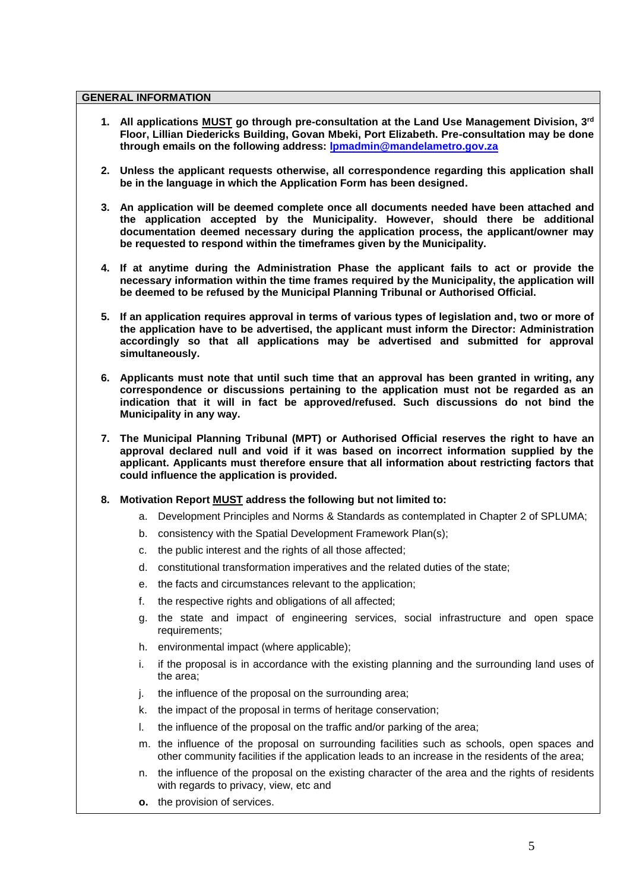## GENERAL INFORMATION

1. **All applications MUST go through pre-consultation at the Land Use Management Division, 3rd Floor, Lillian Diedericks Building, Govan Mbeki, Port Elizabeth. Pre-consultation may be done through emails on the following address: lpmadmin@mandelametro.gov.za**

2. **Unless the applicant requests otherwise, all correspondence regarding this application shall be in the language in which the Application Form has been designed.**

3. **An application will be deemed complete once all documents needed have been attached and the application accepted by the Municipality. However, should there be additional documentation deemed necessary during the application process, the applicant/owner may be requested to respond within the timeframes given by the Municipality.**

4. **If at anytime during the Administration Phase the applicant fails to act or provide the necessary information within the time frames required by the Municipality, the application will be deemed to be refused by the Municipal Planning Tribunal or Authorised Official.**

5. **If an application requires approval in terms of various types of legislation and, two or more of the application have to be advertised, the applicant must inform the Director: Administration accordingly so that all applications may be advertised and submitted for approval simultaneously.**

6. **Applicants must note that until such time that an approval has been granted in writing, any correspondence or discussions pertaining to the application must not be regarded as an indication that it will in fact be approved/refused. Such discussions do not bind the Municipality in any way.**

7. **The Municipal Planning Tribunal (MPT) or Authorised Official reserves the right to have an approval declared null and void if it was based on incorrect information supplied by the applicant. Applicants must therefore ensure that all information about restricting factors that could influence the application is provided.**

8. **Motivation Report MUST address the following but not limited to:**
   a. Development Principles and Norms & Standards as contemplated in Chapter 2 of SPLUMA;
   b. consistency with the Spatial Development Framework Plan(s);
   c. the public interest and the rights of all those affected;
   d. constitutional transformation imperatives and the related duties of the state;
   e. the facts and circumstances relevant to the application;
   f. the respective rights and obligations of all affected;
   g. the state and impact of engineering services, social infrastructure and open space requirements;
   h. environmental impact (where applicable);
   i. if the proposal is in accordance with the existing planning and the surrounding land uses of the area;
   j. the influence of the proposal on the surrounding area;
   k. the impact of the proposal in terms of heritage conservation;
   l. the influence of the proposal on the traffic and/or parking of the area;
   m. the influence of the proposal on surrounding facilities such as schools, open spaces and other community facilities if the application leads to an increase in the residents of the area;
   n. the influence of the proposal on the existing character of the area and the rights of residents with regards to privacy, view, etc and
   **o.** the provision of services.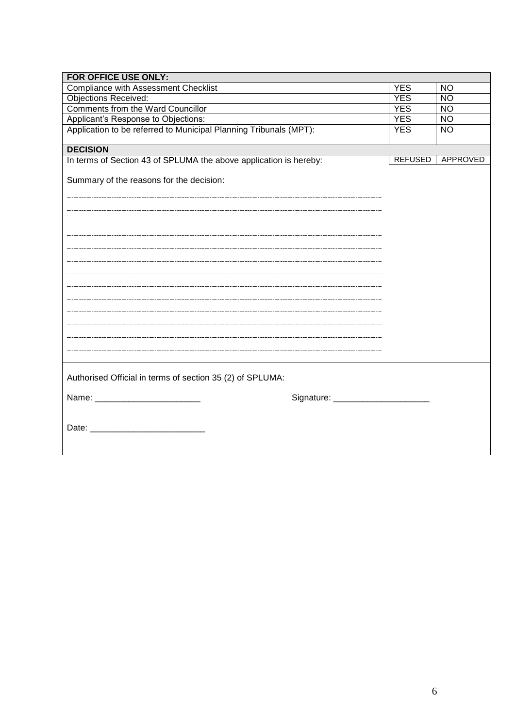| FOR OFFICE USE ONLY: | | |
|---|---|---|
| Compliance with Assessment Checklist | YES | NO |
| Objections Received: | YES | NO |
| Comments from the Ward Councillor | YES | NO |
| Applicant's Response to Objections: | YES | NO |
| Application to be referred to Municipal Planning Tribunals (MPT): | YES | NO |

| DECISION | | |
|---|---|---|
| In terms of Section 43 of SPLUMA the above application is hereby: | REFUSED | APPROVED |

Summary of the reasons for the decision:

.......................................................................................................................................................

.......................................................................................................................................................

.......................................................................................................................................................

.......................................................................................................................................................

.......................................................................................................................................................

.......................................................................................................................................................

.......................................................................................................................................................

.......................................................................................................................................................

.......................................................................................................................................................

.......................................................................................................................................................

.......................................................................................................................................................

.......................................................................................................................................................

.......................................................................................................................................................

Authorised Official in terms of section 35 (2) of SPLUMA:

Name: ______________________ Signature: ____________________

Date: ________________________